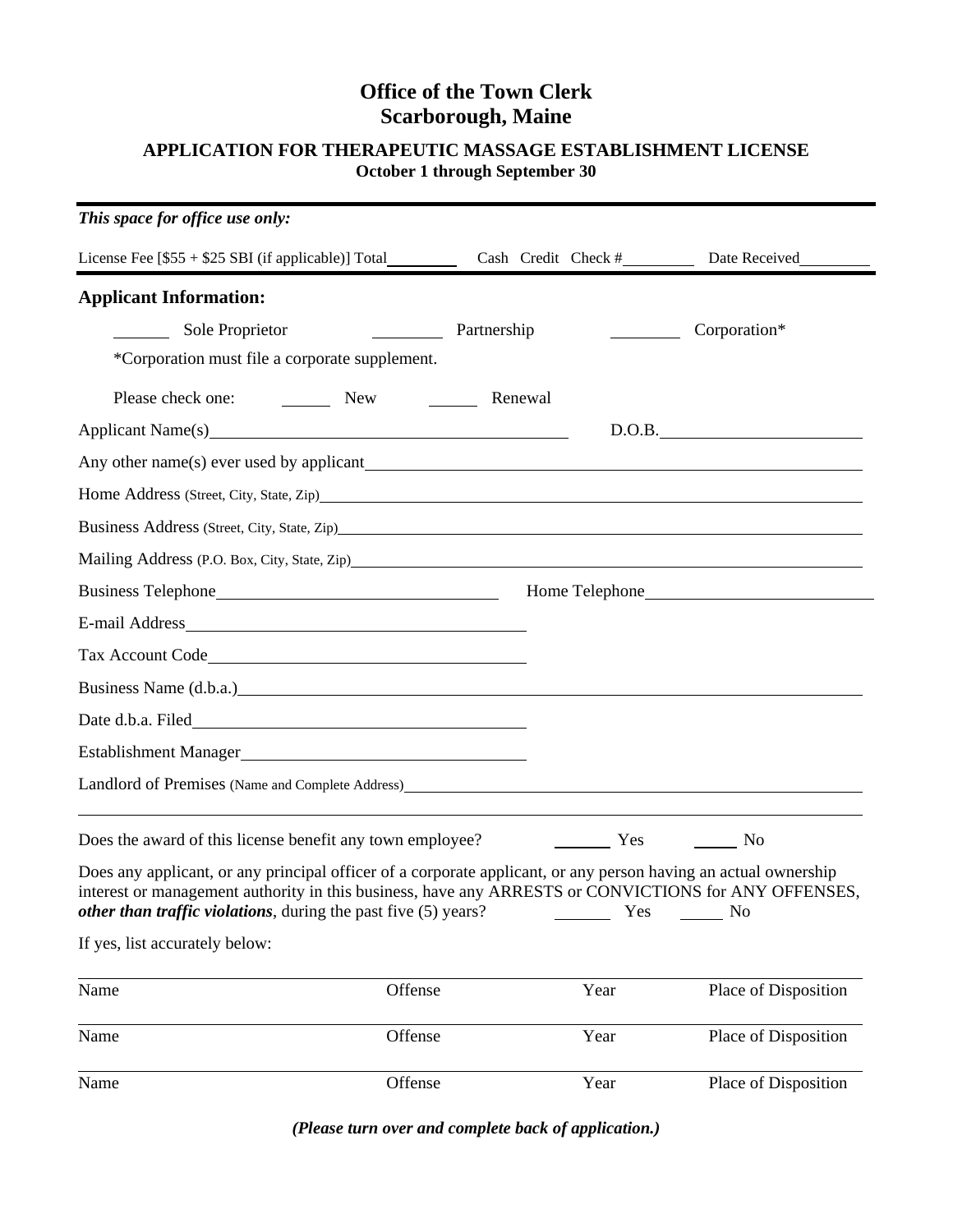# Office of the Town Clerk
# Scarborough, Maine

## APPLICATION FOR THERAPEUTIC MASSAGE ESTABLISHMENT LICENSE

**October 1 through September 30**

---

***This space for office use only:***

License Fee [$55 + $25 SBI (if applicable)] Total\_\_\_\_\_\_\_\_\_ Cash Credit Check #\_\_\_\_\_\_\_\_\_ Date Received\_\_\_\_\_\_\_\_\_

---

### Applicant Information:

\_\_\_\_\_\_ Sole Proprietor \_\_\_\_\_\_ Partnership \_\_\_\_\_\_ Corporation*

*Corporation must file a corporate supplement.

Please check one: \_\_\_\_\_\_ New \_\_\_\_\_\_ Renewal

Applicant Name(s)\_\_\_\_\_\_\_\_\_\_\_\_\_\_\_\_\_\_\_\_\_\_\_\_\_\_\_\_\_\_ D.O.B.\_\_\_\_\_\_\_\_\_\_\_\_\_\_\_\_\_\_\_\_

Any other name(s) ever used by applicant\_\_\_\_\_\_\_\_\_\_\_\_\_\_\_\_\_\_\_\_\_\_\_\_\_\_\_\_\_\_

Home Address (Street, City, State, Zip)\_\_\_\_\_\_\_\_\_\_\_\_\_\_\_\_\_\_\_\_\_\_\_\_\_\_\_\_\_\_

Business Address (Street, City, State, Zip)\_\_\_\_\_\_\_\_\_\_\_\_\_\_\_\_\_\_\_\_\_\_\_\_\_\_\_\_\_\_

Mailing Address (P.O. Box, City, State, Zip)\_\_\_\_\_\_\_\_\_\_\_\_\_\_\_\_\_\_\_\_\_\_\_\_\_\_\_\_\_\_

Business Telephone\_\_\_\_\_\_\_\_\_\_\_\_\_\_\_\_\_\_\_\_ Home Telephone\_\_\_\_\_\_\_\_\_\_\_\_\_\_\_\_\_\_\_\_

E-mail Address\_\_\_\_\_\_\_\_\_\_\_\_\_\_\_\_\_\_\_\_\_\_\_\_\_\_\_\_\_\_

Tax Account Code\_\_\_\_\_\_\_\_\_\_\_\_\_\_\_\_\_\_\_\_\_\_\_\_\_\_\_\_\_\_

Business Name (d.b.a.)\_\_\_\_\_\_\_\_\_\_\_\_\_\_\_\_\_\_\_\_\_\_\_\_\_\_\_\_\_\_

Date d.b.a. Filed\_\_\_\_\_\_\_\_\_\_\_\_\_\_\_\_\_\_\_\_\_\_\_\_\_\_\_\_\_\_

Establishment Manager\_\_\_\_\_\_\_\_\_\_\_\_\_\_\_\_\_\_\_\_\_\_\_\_\_\_\_\_\_\_

Landlord of Premises (Name and Complete Address)\_\_\_\_\_\_\_\_\_\_\_\_\_\_\_\_\_\_\_\_\_\_\_\_\_\_\_\_\_\_

\_\_\_\_\_\_\_\_\_\_\_\_\_\_\_\_\_\_\_\_\_\_\_\_\_\_\_\_\_\_\_\_\_\_\_\_\_\_\_\_\_\_\_\_\_\_\_\_\_\_\_\_\_\_\_\_\_\_\_\_

Does the award of this license benefit any town employee? \_\_\_\_\_\_ Yes \_\_\_\_\_\_ No

Does any applicant, or any principal officer of a corporate applicant, or any person having an actual ownership interest or management authority in this business, have any ARRESTS or CONVICTIONS for ANY OFFENSES, ***other than traffic violations***, during the past five (5) years? \_\_\_\_\_\_ Yes \_\_\_\_\_\_ No

If yes, list accurately below:

| Name | Offense | Year | Place of Disposition |
|---|---|---|---|
| Name | Offense | Year | Place of Disposition |
| Name | Offense | Year | Place of Disposition |

***(Please turn over and complete back of application.)***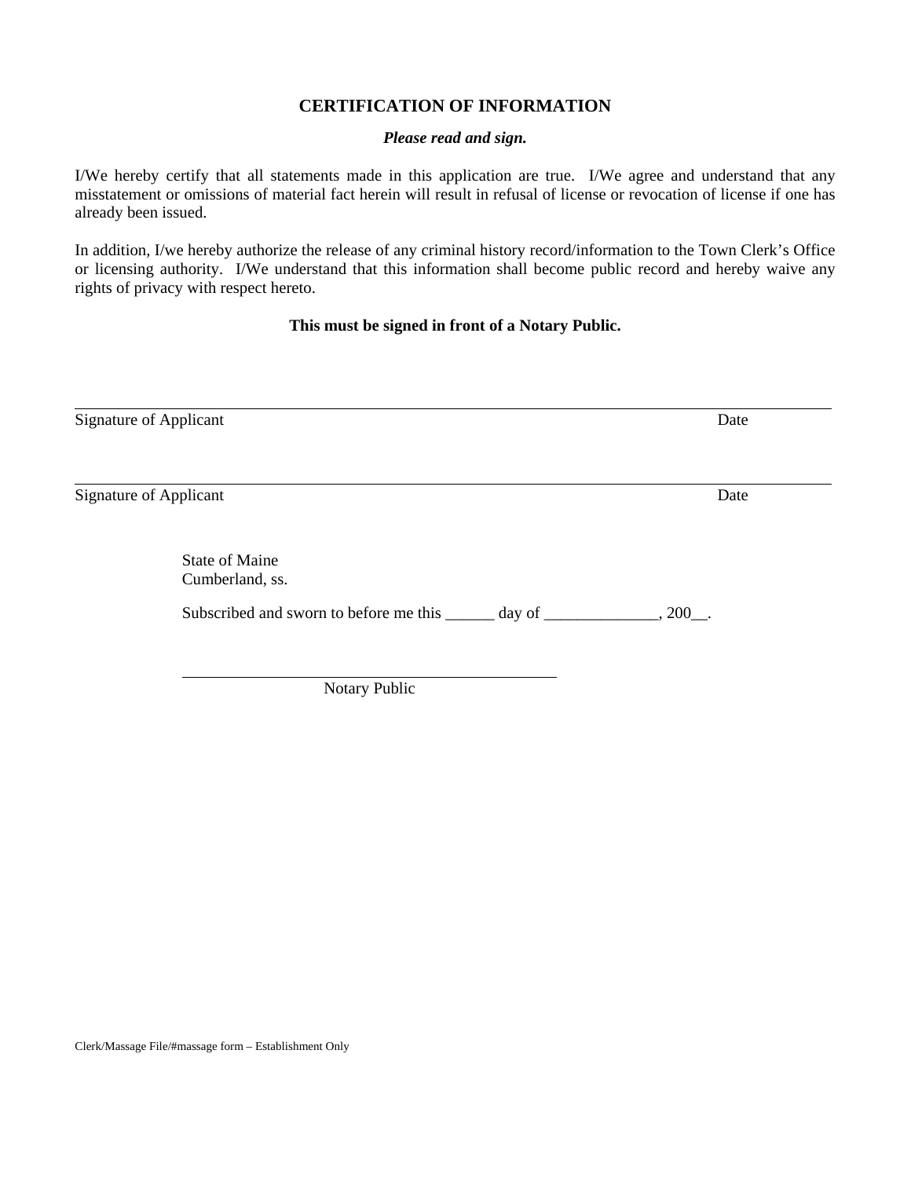## CERTIFICATION OF INFORMATION

***Please read and sign.***

I/We hereby certify that all statements made in this application are true. I/We agree and understand that any misstatement or omissions of material fact herein will result in refusal of license or revocation of license if one has already been issued.

In addition, I/we hereby authorize the release of any criminal history record/information to the Town Clerk's Office or licensing authority. I/We understand that this information shall become public record and hereby waive any rights of privacy with respect hereto.

**This must be signed in front of a Notary Public.**

\_\_\_\_\_\_\_\_\_\_\_\_\_\_\_\_\_\_\_\_\_\_\_\_\_\_\_\_\_\_\_\_\_\_\_\_\_\_\_\_\_\_\_\_\_\_\_\_\_\_\_\_\_\_\_\_\_\_\_\_\_\_\_\_\_\_\_\_

Signature of Applicant                                                                                    Date

\_\_\_\_\_\_\_\_\_\_\_\_\_\_\_\_\_\_\_\_\_\_\_\_\_\_\_\_\_\_\_\_\_\_\_\_\_\_\_\_\_\_\_\_\_\_\_\_\_\_\_\_\_\_\_\_\_\_\_\_\_\_\_\_\_\_\_\_

Signature of Applicant                                                                                    Date

State of Maine
Cumberland, ss.

Subscribed and sworn to before me this ______ day of ______________, 200__.

\_\_\_\_\_\_\_\_\_\_\_\_\_\_\_\_\_\_\_\_\_\_\_\_\_\_\_\_\_\_\_\_\_\_\_\_\_\_\_

Notary Public

Clerk/Massage File/#massage form – Establishment Only